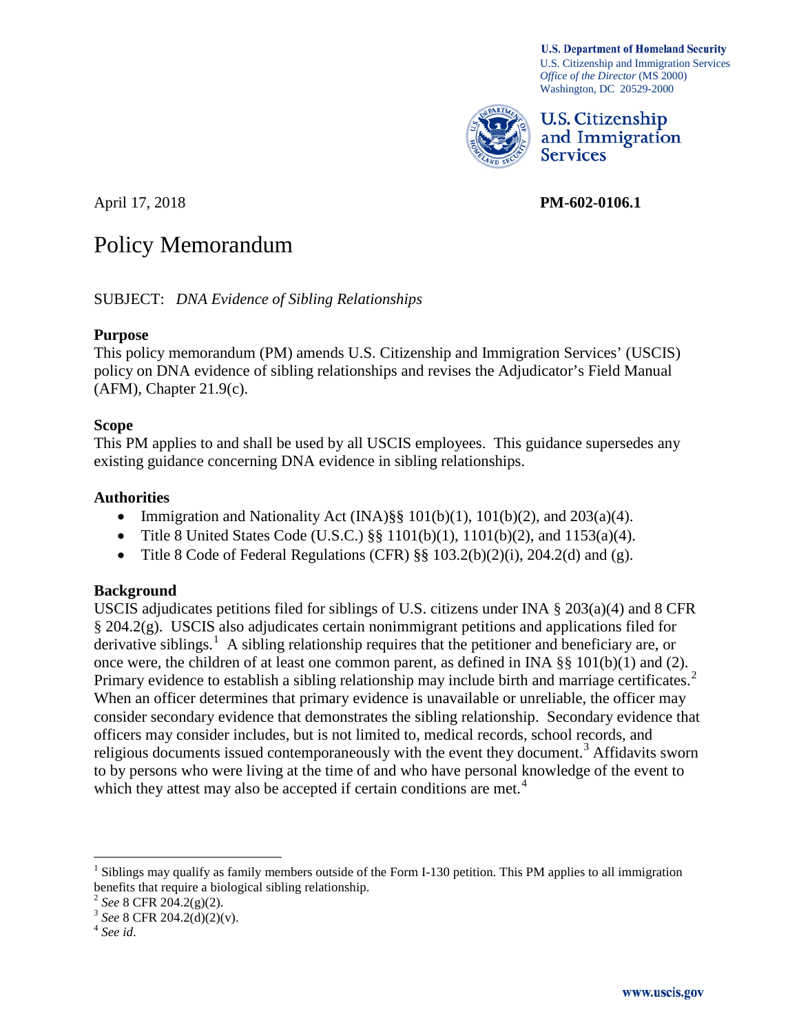**U.S. Department of Homeland Security**
U.S. Citizenship and Immigration Services
*Office of the Director* (MS 2000)
Washington, DC 20529-2000

**U.S. Citizenship and Immigration Services**

April 17, 2018 **PM-602-0106.1**

# Policy Memorandum

SUBJECT: *DNA Evidence of Sibling Relationships*

## Purpose

This policy memorandum (PM) amends U.S. Citizenship and Immigration Services' (USCIS) policy on DNA evidence of sibling relationships and revises the Adjudicator's Field Manual (AFM), Chapter 21.9(c).

## Scope

This PM applies to and shall be used by all USCIS employees. This guidance supersedes any existing guidance concerning DNA evidence in sibling relationships.

## Authorities

- Immigration and Nationality Act (INA)§§ 101(b)(1), 101(b)(2), and 203(a)(4).
- Title 8 United States Code (U.S.C.) §§ 1101(b)(1), 1101(b)(2), and 1153(a)(4).
- Title 8 Code of Federal Regulations (CFR) §§ 103.2(b)(2)(i), 204.2(d) and (g).

## Background

USCIS adjudicates petitions filed for siblings of U.S. citizens under INA § 203(a)(4) and 8 CFR § 204.2(g). USCIS also adjudicates certain nonimmigrant petitions and applications filed for derivative siblings.[1] A sibling relationship requires that the petitioner and beneficiary are, or once were, the children of at least one common parent, as defined in INA §§ 101(b)(1) and (2). Primary evidence to establish a sibling relationship may include birth and marriage certificates.[2] When an officer determines that primary evidence is unavailable or unreliable, the officer may consider secondary evidence that demonstrates the sibling relationship. Secondary evidence that officers may consider includes, but is not limited to, medical records, school records, and religious documents issued contemporaneously with the event they document.[3] Affidavits sworn to by persons who were living at the time of and who have personal knowledge of the event to which they attest may also be accepted if certain conditions are met.[4]

---

[1] Siblings may qualify as family members outside of the Form I-130 petition. This PM applies to all immigration benefits that require a biological sibling relationship.

[2] *See* 8 CFR 204.2(g)(2).

[3] *See* 8 CFR 204.2(d)(2)(v).

[4] *See id*.

www.uscis.gov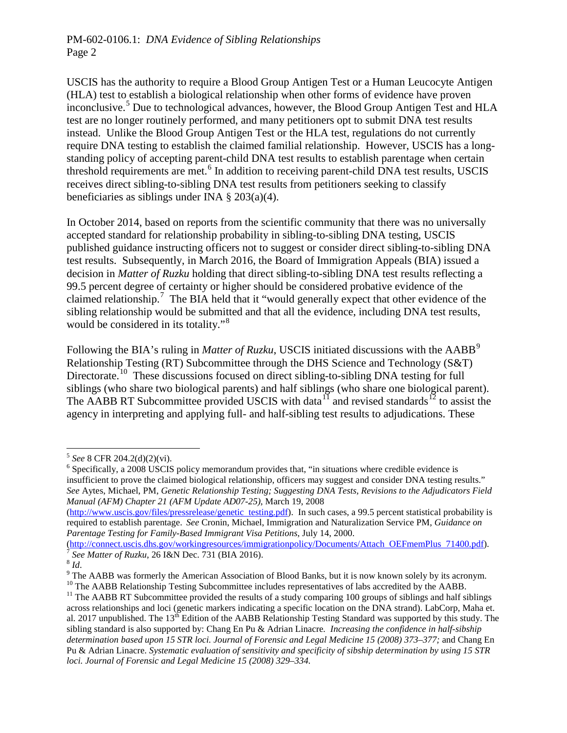USCIS has the authority to require a Blood Group Antigen Test or a Human Leucocyte Antigen (HLA) test to establish a biological relationship when other forms of evidence have proven inconclusive.[5] Due to technological advances, however, the Blood Group Antigen Test and HLA test are no longer routinely performed, and many petitioners opt to submit DNA test results instead. Unlike the Blood Group Antigen Test or the HLA test, regulations do not currently require DNA testing to establish the claimed familial relationship. However, USCIS has a long-standing policy of accepting parent-child DNA test results to establish parentage when certain threshold requirements are met.[6] In addition to receiving parent-child DNA test results, USCIS receives direct sibling-to-sibling DNA test results from petitioners seeking to classify beneficiaries as siblings under INA § 203(a)(4).

In October 2014, based on reports from the scientific community that there was no universally accepted standard for relationship probability in sibling-to-sibling DNA testing, USCIS published guidance instructing officers not to suggest or consider direct sibling-to-sibling DNA test results. Subsequently, in March 2016, the Board of Immigration Appeals (BIA) issued a decision in *Matter of Ruzku* holding that direct sibling-to-sibling DNA test results reflecting a 99.5 percent degree of certainty or higher should be considered probative evidence of the claimed relationship.[7] The BIA held that it "would generally expect that other evidence of the sibling relationship would be submitted and that all the evidence, including DNA test results, would be considered in its totality."[8]

Following the BIA's ruling in *Matter of Ruzku*, USCIS initiated discussions with the AABB[9] Relationship Testing (RT) Subcommittee through the DHS Science and Technology (S&T) Directorate.[10] These discussions focused on direct sibling-to-sibling DNA testing for full siblings (who share two biological parents) and half siblings (who share one biological parent). The AABB RT Subcommittee provided USCIS with data[11] and revised standards[12] to assist the agency in interpreting and applying full- and half-sibling test results to adjudications. These

---

[5] *See* 8 CFR 204.2(d)(2)(vi).

[6] Specifically, a 2008 USCIS policy memorandum provides that, "in situations where credible evidence is insufficient to prove the claimed biological relationship, officers may suggest and consider DNA testing results." *See* Aytes, Michael, PM, *Genetic Relationship Testing; Suggesting DNA Tests, Revisions to the Adjudicators Field Manual (AFM) Chapter 21 (AFM Update AD07-25)*, March 19, 2008 (http://www.uscis.gov/files/pressrelease/genetic_testing.pdf). In such cases, a 99.5 percent statistical probability is required to establish parentage. *See* Cronin, Michael, Immigration and Naturalization Service PM, *Guidance on Parentage Testing for Family-Based Immigrant Visa Petitions*, July 14, 2000. (http://connect.uscis.dhs.gov/workingresources/immigrationpolicy/Documents/Attach_OEFmemPlus_71400.pdf).

[7] *See Matter of Ruzku*, 26 I&N Dec. 731 (BIA 2016).

[8] *Id*.

[9] The AABB was formerly the American Association of Blood Banks, but it is now known solely by its acronym.

[10] The AABB Relationship Testing Subcommittee includes representatives of labs accredited by the AABB.

[11] The AABB RT Subcommittee provided the results of a study comparing 100 groups of siblings and half siblings across relationships and loci (genetic markers indicating a specific location on the DNA strand). LabCorp, Maha et. al. 2017 unpublished. The 13th Edition of the AABB Relationship Testing Standard was supported by this study. The sibling standard is also supported by: Chang En Pu & Adrian Linacre. *Increasing the confidence in half-sibship determination based upon 15 STR loci. Journal of Forensic and Legal Medicine 15 (2008) 373–377;* and Chang En Pu & Adrian Linacre. *Systematic evaluation of sensitivity and specificity of sibship determination by using 15 STR loci. Journal of Forensic and Legal Medicine 15 (2008) 329–334.*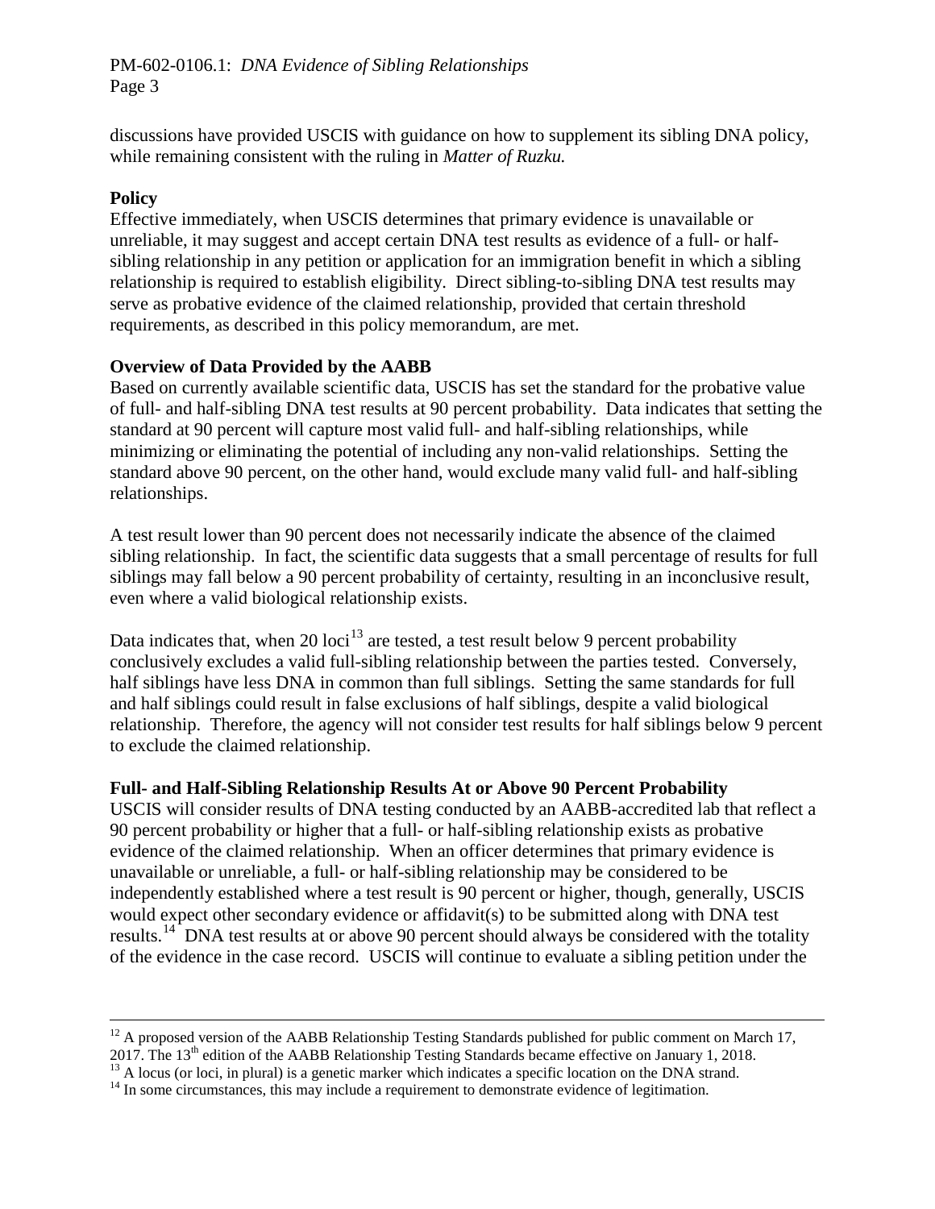discussions have provided USCIS with guidance on how to supplement its sibling DNA policy, while remaining consistent with the ruling in *Matter of Ruzku.*

**Policy**

Effective immediately, when USCIS determines that primary evidence is unavailable or unreliable, it may suggest and accept certain DNA test results as evidence of a full- or half-sibling relationship in any petition or application for an immigration benefit in which a sibling relationship is required to establish eligibility. Direct sibling-to-sibling DNA test results may serve as probative evidence of the claimed relationship, provided that certain threshold requirements, as described in this policy memorandum, are met.

**Overview of Data Provided by the AABB**

Based on currently available scientific data, USCIS has set the standard for the probative value of full- and half-sibling DNA test results at 90 percent probability. Data indicates that setting the standard at 90 percent will capture most valid full- and half-sibling relationships, while minimizing or eliminating the potential of including any non-valid relationships. Setting the standard above 90 percent, on the other hand, would exclude many valid full- and half-sibling relationships.

A test result lower than 90 percent does not necessarily indicate the absence of the claimed sibling relationship. In fact, the scientific data suggests that a small percentage of results for full siblings may fall below a 90 percent probability of certainty, resulting in an inconclusive result, even where a valid biological relationship exists.

Data indicates that, when 20 loci[13] are tested, a test result below 9 percent probability conclusively excludes a valid full-sibling relationship between the parties tested. Conversely, half siblings have less DNA in common than full siblings. Setting the same standards for full and half siblings could result in false exclusions of half siblings, despite a valid biological relationship. Therefore, the agency will not consider test results for half siblings below 9 percent to exclude the claimed relationship.

**Full- and Half-Sibling Relationship Results At or Above 90 Percent Probability**

USCIS will consider results of DNA testing conducted by an AABB-accredited lab that reflect a 90 percent probability or higher that a full- or half-sibling relationship exists as probative evidence of the claimed relationship. When an officer determines that primary evidence is unavailable or unreliable, a full- or half-sibling relationship may be considered to be independently established where a test result is 90 percent or higher, though, generally, USCIS would expect other secondary evidence or affidavit(s) to be submitted along with DNA test results.[14] DNA test results at or above 90 percent should always be considered with the totality of the evidence in the case record. USCIS will continue to evaluate a sibling petition under the

---

[12] A proposed version of the AABB Relationship Testing Standards published for public comment on March 17, 2017. The 13th edition of the AABB Relationship Testing Standards became effective on January 1, 2018.

[13] A locus (or loci, in plural) is a genetic marker which indicates a specific location on the DNA strand.

[14] In some circumstances, this may include a requirement to demonstrate evidence of legitimation.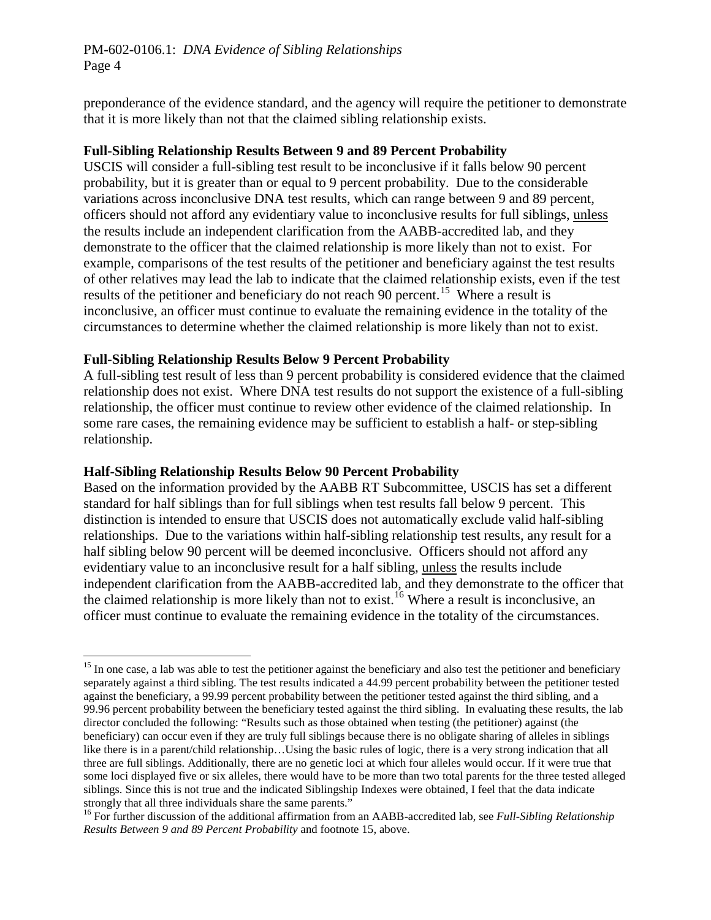preponderance of the evidence standard, and the agency will require the petitioner to demonstrate that it is more likely than not that the claimed sibling relationship exists.

**Full-Sibling Relationship Results Between 9 and 89 Percent Probability**

USCIS will consider a full-sibling test result to be inconclusive if it falls below 90 percent probability, but it is greater than or equal to 9 percent probability. Due to the considerable variations across inconclusive DNA test results, which can range between 9 and 89 percent, officers should not afford any evidentiary value to inconclusive results for full siblings, unless the results include an independent clarification from the AABB-accredited lab, and they demonstrate to the officer that the claimed relationship is more likely than not to exist. For example, comparisons of the test results of the petitioner and beneficiary against the test results of other relatives may lead the lab to indicate that the claimed relationship exists, even if the test results of the petitioner and beneficiary do not reach 90 percent.[15] Where a result is inconclusive, an officer must continue to evaluate the remaining evidence in the totality of the circumstances to determine whether the claimed relationship is more likely than not to exist.

**Full-Sibling Relationship Results Below 9 Percent Probability**

A full-sibling test result of less than 9 percent probability is considered evidence that the claimed relationship does not exist. Where DNA test results do not support the existence of a full-sibling relationship, the officer must continue to review other evidence of the claimed relationship. In some rare cases, the remaining evidence may be sufficient to establish a half- or step-sibling relationship.

**Half-Sibling Relationship Results Below 90 Percent Probability**

Based on the information provided by the AABB RT Subcommittee, USCIS has set a different standard for half siblings than for full siblings when test results fall below 9 percent. This distinction is intended to ensure that USCIS does not automatically exclude valid half-sibling relationships. Due to the variations within half-sibling relationship test results, any result for a half sibling below 90 percent will be deemed inconclusive. Officers should not afford any evidentiary value to an inconclusive result for a half sibling, unless the results include independent clarification from the AABB-accredited lab, and they demonstrate to the officer that the claimed relationship is more likely than not to exist.[16] Where a result is inconclusive, an officer must continue to evaluate the remaining evidence in the totality of the circumstances.

---

[15] In one case, a lab was able to test the petitioner against the beneficiary and also test the petitioner and beneficiary separately against a third sibling. The test results indicated a 44.99 percent probability between the petitioner tested against the beneficiary, a 99.99 percent probability between the petitioner tested against the third sibling, and a 99.96 percent probability between the beneficiary tested against the third sibling. In evaluating these results, the lab director concluded the following: "Results such as those obtained when testing (the petitioner) against (the beneficiary) can occur even if they are truly full siblings because there is no obligate sharing of alleles in siblings like there is in a parent/child relationship…Using the basic rules of logic, there is a very strong indication that all three are full siblings. Additionally, there are no genetic loci at which four alleles would occur. If it were true that some loci displayed five or six alleles, there would have to be more than two total parents for the three tested alleged siblings. Since this is not true and the indicated Siblingship Indexes were obtained, I feel that the data indicate strongly that all three individuals share the same parents."

[16] For further discussion of the additional affirmation from an AABB-accredited lab, see *Full-Sibling Relationship Results Between 9 and 89 Percent Probability* and footnote 15, above.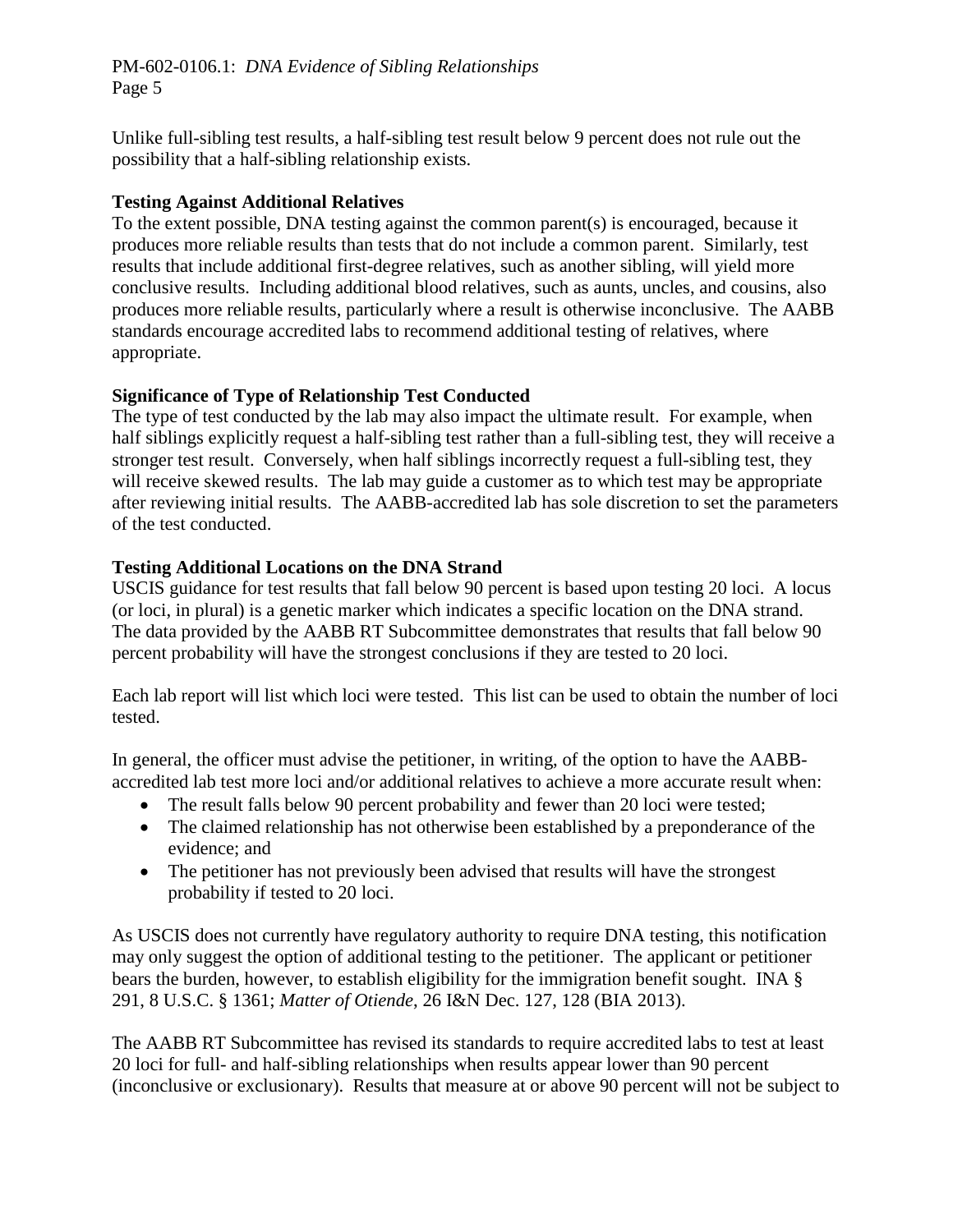Unlike full-sibling test results, a half-sibling test result below 9 percent does not rule out the possibility that a half-sibling relationship exists.

**Testing Against Additional Relatives**

To the extent possible, DNA testing against the common parent(s) is encouraged, because it produces more reliable results than tests that do not include a common parent. Similarly, test results that include additional first-degree relatives, such as another sibling, will yield more conclusive results. Including additional blood relatives, such as aunts, uncles, and cousins, also produces more reliable results, particularly where a result is otherwise inconclusive. The AABB standards encourage accredited labs to recommend additional testing of relatives, where appropriate.

**Significance of Type of Relationship Test Conducted**

The type of test conducted by the lab may also impact the ultimate result. For example, when half siblings explicitly request a half-sibling test rather than a full-sibling test, they will receive a stronger test result. Conversely, when half siblings incorrectly request a full-sibling test, they will receive skewed results. The lab may guide a customer as to which test may be appropriate after reviewing initial results. The AABB-accredited lab has sole discretion to set the parameters of the test conducted.

**Testing Additional Locations on the DNA Strand**

USCIS guidance for test results that fall below 90 percent is based upon testing 20 loci. A locus (or loci, in plural) is a genetic marker which indicates a specific location on the DNA strand. The data provided by the AABB RT Subcommittee demonstrates that results that fall below 90 percent probability will have the strongest conclusions if they are tested to 20 loci.

Each lab report will list which loci were tested. This list can be used to obtain the number of loci tested.

In general, the officer must advise the petitioner, in writing, of the option to have the AABB-accredited lab test more loci and/or additional relatives to achieve a more accurate result when:

- The result falls below 90 percent probability and fewer than 20 loci were tested;
- The claimed relationship has not otherwise been established by a preponderance of the evidence; and
- The petitioner has not previously been advised that results will have the strongest probability if tested to 20 loci.

As USCIS does not currently have regulatory authority to require DNA testing, this notification may only suggest the option of additional testing to the petitioner. The applicant or petitioner bears the burden, however, to establish eligibility for the immigration benefit sought. INA § 291, 8 U.S.C. § 1361; *Matter of Otiende*, 26 I&N Dec. 127, 128 (BIA 2013).

The AABB RT Subcommittee has revised its standards to require accredited labs to test at least 20 loci for full- and half-sibling relationships when results appear lower than 90 percent (inconclusive or exclusionary). Results that measure at or above 90 percent will not be subject to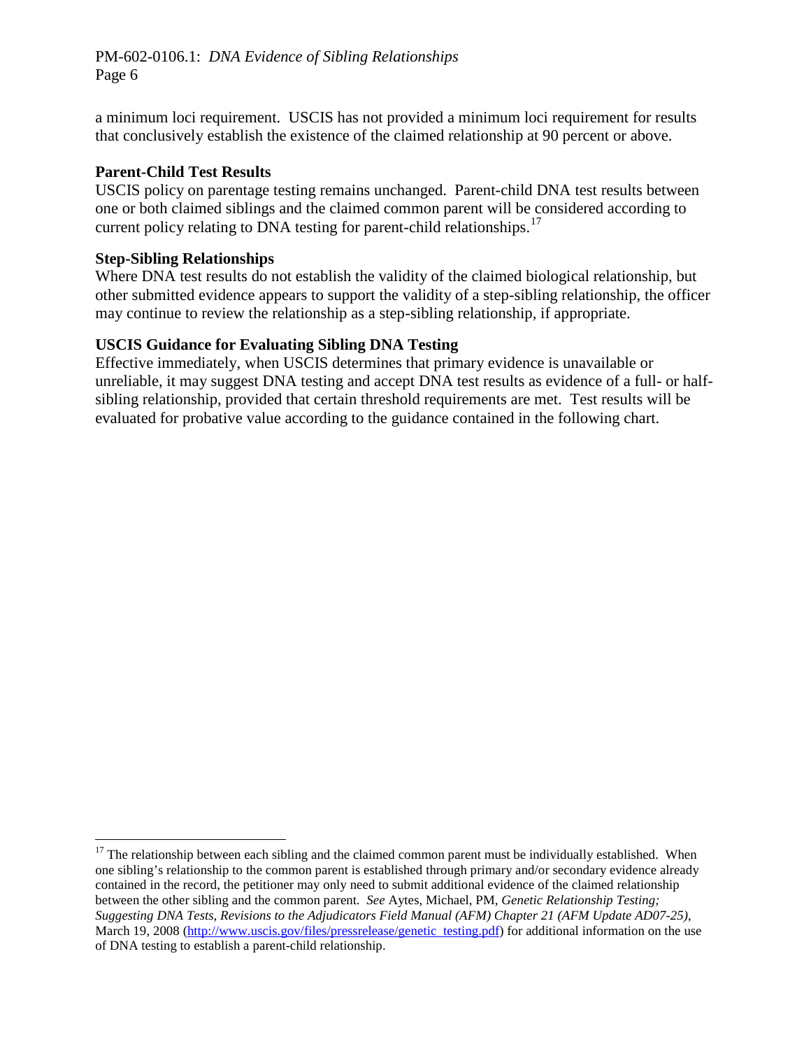a minimum loci requirement. USCIS has not provided a minimum loci requirement for results that conclusively establish the existence of the claimed relationship at 90 percent or above.

**Parent-Child Test Results**

USCIS policy on parentage testing remains unchanged. Parent-child DNA test results between one or both claimed siblings and the claimed common parent will be considered according to current policy relating to DNA testing for parent-child relationships.[17]

**Step-Sibling Relationships**

Where DNA test results do not establish the validity of the claimed biological relationship, but other submitted evidence appears to support the validity of a step-sibling relationship, the officer may continue to review the relationship as a step-sibling relationship, if appropriate.

**USCIS Guidance for Evaluating Sibling DNA Testing**

Effective immediately, when USCIS determines that primary evidence is unavailable or unreliable, it may suggest DNA testing and accept DNA test results as evidence of a full- or half-sibling relationship, provided that certain threshold requirements are met. Test results will be evaluated for probative value according to the guidance contained in the following chart.

---

[17] The relationship between each sibling and the claimed common parent must be individually established. When one sibling's relationship to the common parent is established through primary and/or secondary evidence already contained in the record, the petitioner may only need to submit additional evidence of the claimed relationship between the other sibling and the common parent. *See* Aytes, Michael, PM, *Genetic Relationship Testing; Suggesting DNA Tests, Revisions to the Adjudicators Field Manual (AFM) Chapter 21 (AFM Update AD07-25)*, March 19, 2008 (http://www.uscis.gov/files/pressrelease/genetic_testing.pdf) for additional information on the use of DNA testing to establish a parent-child relationship.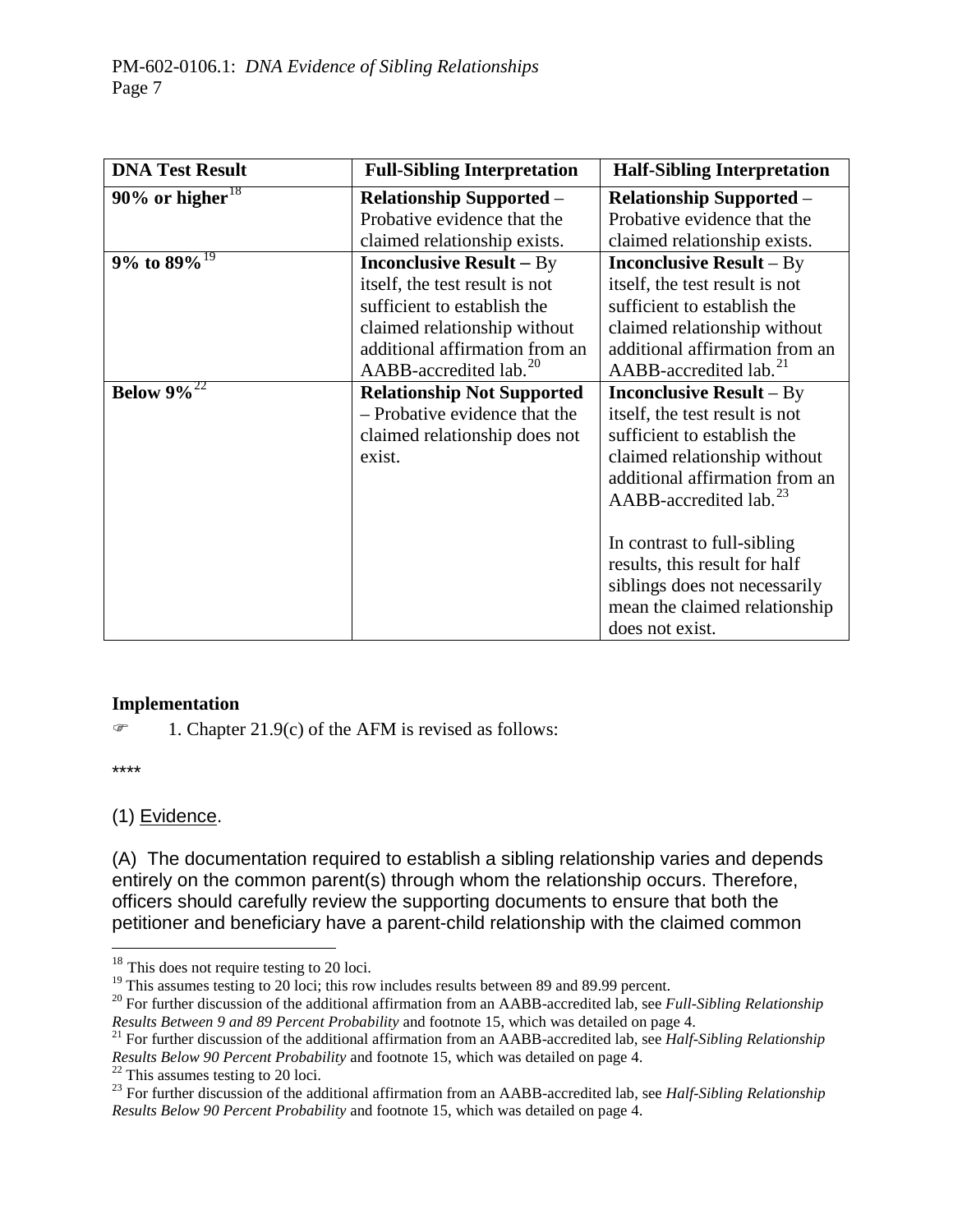| DNA Test Result | Full-Sibling Interpretation | Half-Sibling Interpretation |
|---|---|---|
| **90% or higher**[18] | **Relationship Supported** – Probative evidence that the claimed relationship exists. | **Relationship Supported** – Probative evidence that the claimed relationship exists. |
| **9% to 89%**[19] | **Inconclusive Result** – By itself, the test result is not sufficient to establish the claimed relationship without additional affirmation from an AABB-accredited lab.[20] | **Inconclusive Result** – By itself, the test result is not sufficient to establish the claimed relationship without additional affirmation from an AABB-accredited lab.[21] |
| **Below 9%**[22] | **Relationship Not Supported** – Probative evidence that the claimed relationship does not exist. | **Inconclusive Result** – By itself, the test result is not sufficient to establish the claimed relationship without additional affirmation from an AABB-accredited lab.[23] <br><br> In contrast to full-sibling results, this result for half siblings does not necessarily mean the claimed relationship does not exist. |

**Implementation**

☞ 1. Chapter 21.9(c) of the AFM is revised as follows:

****

(1) Evidence.

(A) The documentation required to establish a sibling relationship varies and depends entirely on the common parent(s) through whom the relationship occurs. Therefore, officers should carefully review the supporting documents to ensure that both the petitioner and beneficiary have a parent-child relationship with the claimed common

---

[18] This does not require testing to 20 loci.

[19] This assumes testing to 20 loci; this row includes results between 89 and 89.99 percent.

[20] For further discussion of the additional affirmation from an AABB-accredited lab, see *Full-Sibling Relationship Results Between 9 and 89 Percent Probability* and footnote 15, which was detailed on page 4.

[21] For further discussion of the additional affirmation from an AABB-accredited lab, see *Half-Sibling Relationship Results Below 90 Percent Probability* and footnote 15, which was detailed on page 4.

[22] This assumes testing to 20 loci.

[23] For further discussion of the additional affirmation from an AABB-accredited lab, see *Half-Sibling Relationship Results Below 90 Percent Probability* and footnote 15, which was detailed on page 4.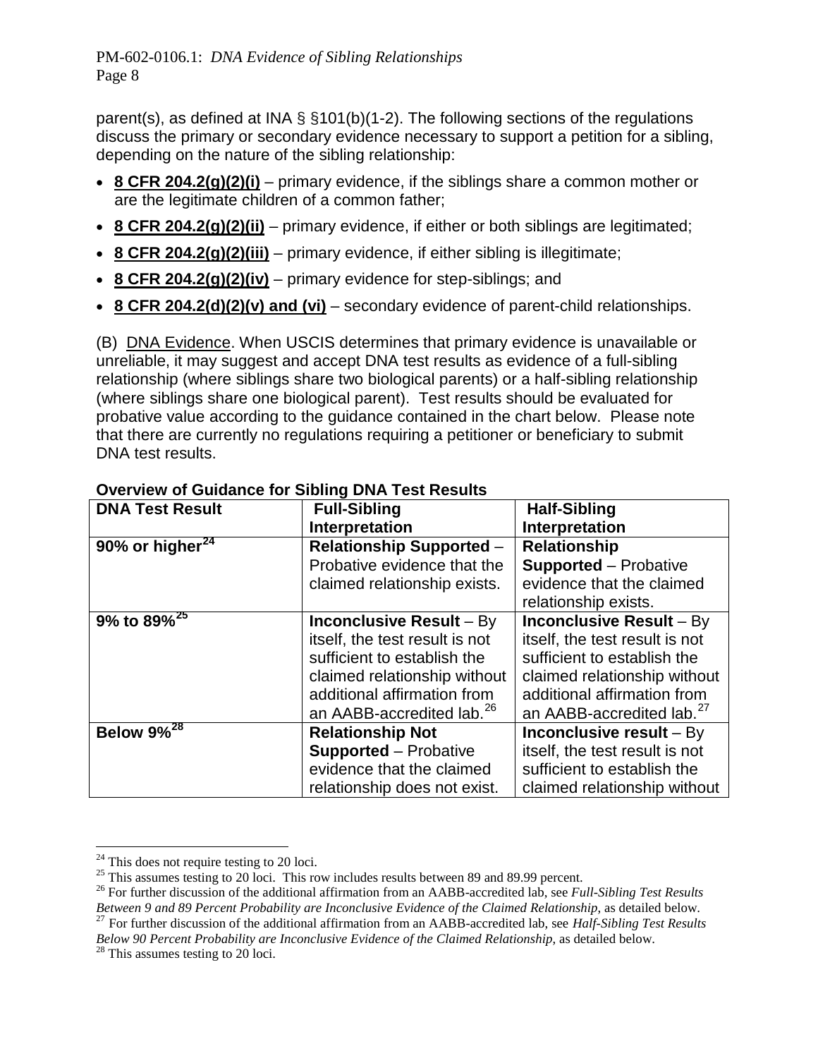parent(s), as defined at INA § §101(b)(1-2). The following sections of the regulations discuss the primary or secondary evidence necessary to support a petition for a sibling, depending on the nature of the sibling relationship:

- **8 CFR 204.2(g)(2)(i)** – primary evidence, if the siblings share a common mother or are the legitimate children of a common father;
- **8 CFR 204.2(g)(2)(ii)** – primary evidence, if either or both siblings are legitimated;
- **8 CFR 204.2(g)(2)(iii)** – primary evidence, if either sibling is illegitimate;
- **8 CFR 204.2(g)(2)(iv)** – primary evidence for step-siblings; and
- **8 CFR 204.2(d)(2)(v) and (vi)** – secondary evidence of parent-child relationships.

(B) DNA Evidence. When USCIS determines that primary evidence is unavailable or unreliable, it may suggest and accept DNA test results as evidence of a full-sibling relationship (where siblings share two biological parents) or a half-sibling relationship (where siblings share one biological parent). Test results should be evaluated for probative value according to the guidance contained in the chart below. Please note that there are currently no regulations requiring a petitioner or beneficiary to submit DNA test results.

**Overview of Guidance for Sibling DNA Test Results**

| DNA Test Result | Full-Sibling Interpretation | Half-Sibling Interpretation |
|---|---|---|
| **90% or higher**[24] | **Relationship Supported** – Probative evidence that the claimed relationship exists. | **Relationship Supported** – Probative evidence that the claimed relationship exists. |
| **9% to 89%**[25] | **Inconclusive Result** – By itself, the test result is not sufficient to establish the claimed relationship without additional affirmation from an AABB-accredited lab.[26] | **Inconclusive Result** – By itself, the test result is not sufficient to establish the claimed relationship without additional affirmation from an AABB-accredited lab.[27] |
| **Below 9%**[28] | **Relationship Not Supported** – Probative evidence that the claimed relationship does not exist. | **Inconclusive result** – By itself, the test result is not sufficient to establish the claimed relationship without |

[24] This does not require testing to 20 loci.

[25] This assumes testing to 20 loci. This row includes results between 89 and 89.99 percent.

[26] For further discussion of the additional affirmation from an AABB-accredited lab, see *Full-Sibling Test Results Between 9 and 89 Percent Probability are Inconclusive Evidence of the Claimed Relationship*, as detailed below.

[27] For further discussion of the additional affirmation from an AABB-accredited lab, see *Half-Sibling Test Results Below 90 Percent Probability are Inconclusive Evidence of the Claimed Relationship*, as detailed below.

[28] This assumes testing to 20 loci.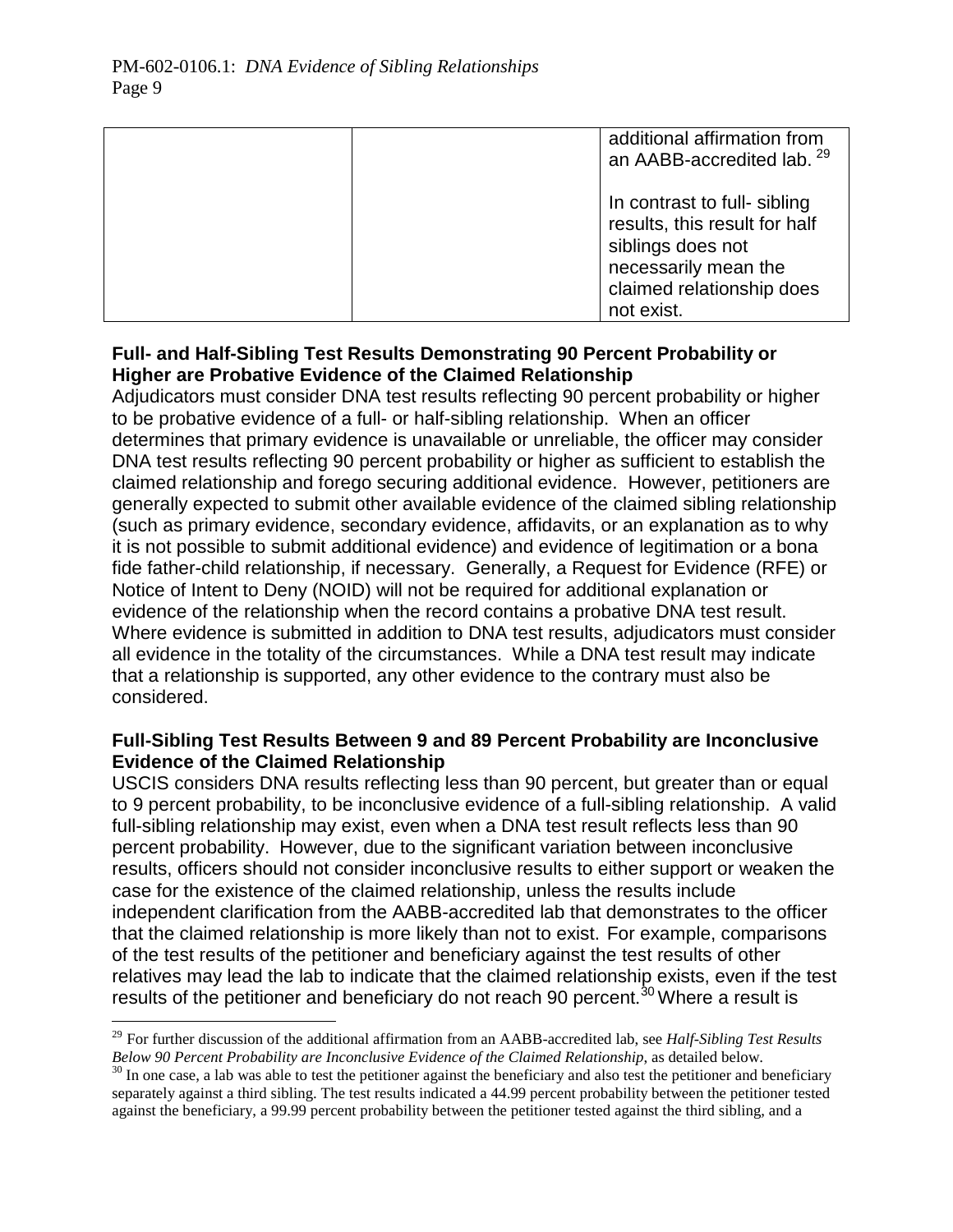| | | additional affirmation from an AABB-accredited lab. [29]<br><br>In contrast to full- sibling results, this result for half siblings does not necessarily mean the claimed relationship does not exist. |
|---|---|---|

**Full- and Half-Sibling Test Results Demonstrating 90 Percent Probability or Higher are Probative Evidence of the Claimed Relationship**

Adjudicators must consider DNA test results reflecting 90 percent probability or higher to be probative evidence of a full- or half-sibling relationship. When an officer determines that primary evidence is unavailable or unreliable, the officer may consider DNA test results reflecting 90 percent probability or higher as sufficient to establish the claimed relationship and forego securing additional evidence. However, petitioners are generally expected to submit other available evidence of the claimed sibling relationship (such as primary evidence, secondary evidence, affidavits, or an explanation as to why it is not possible to submit additional evidence) and evidence of legitimation or a bona fide father-child relationship, if necessary. Generally, a Request for Evidence (RFE) or Notice of Intent to Deny (NOID) will not be required for additional explanation or evidence of the relationship when the record contains a probative DNA test result. Where evidence is submitted in addition to DNA test results, adjudicators must consider all evidence in the totality of the circumstances. While a DNA test result may indicate that a relationship is supported, any other evidence to the contrary must also be considered.

**Full-Sibling Test Results Between 9 and 89 Percent Probability are Inconclusive Evidence of the Claimed Relationship**

USCIS considers DNA results reflecting less than 90 percent, but greater than or equal to 9 percent probability, to be inconclusive evidence of a full-sibling relationship. A valid full-sibling relationship may exist, even when a DNA test result reflects less than 90 percent probability. However, due to the significant variation between inconclusive results, officers should not consider inconclusive results to either support or weaken the case for the existence of the claimed relationship, unless the results include independent clarification from the AABB-accredited lab that demonstrates to the officer that the claimed relationship is more likely than not to exist. For example, comparisons of the test results of the petitioner and beneficiary against the test results of other relatives may lead the lab to indicate that the claimed relationship exists, even if the test results of the petitioner and beneficiary do not reach 90 percent.[30] Where a result is

---

[29] For further discussion of the additional affirmation from an AABB-accredited lab, see *Half-Sibling Test Results Below 90 Percent Probability are Inconclusive Evidence of the Claimed Relationship*, as detailed below.

[30] In one case, a lab was able to test the petitioner against the beneficiary and also test the petitioner and beneficiary separately against a third sibling. The test results indicated a 44.99 percent probability between the petitioner tested against the beneficiary, a 99.99 percent probability between the petitioner tested against the third sibling, and a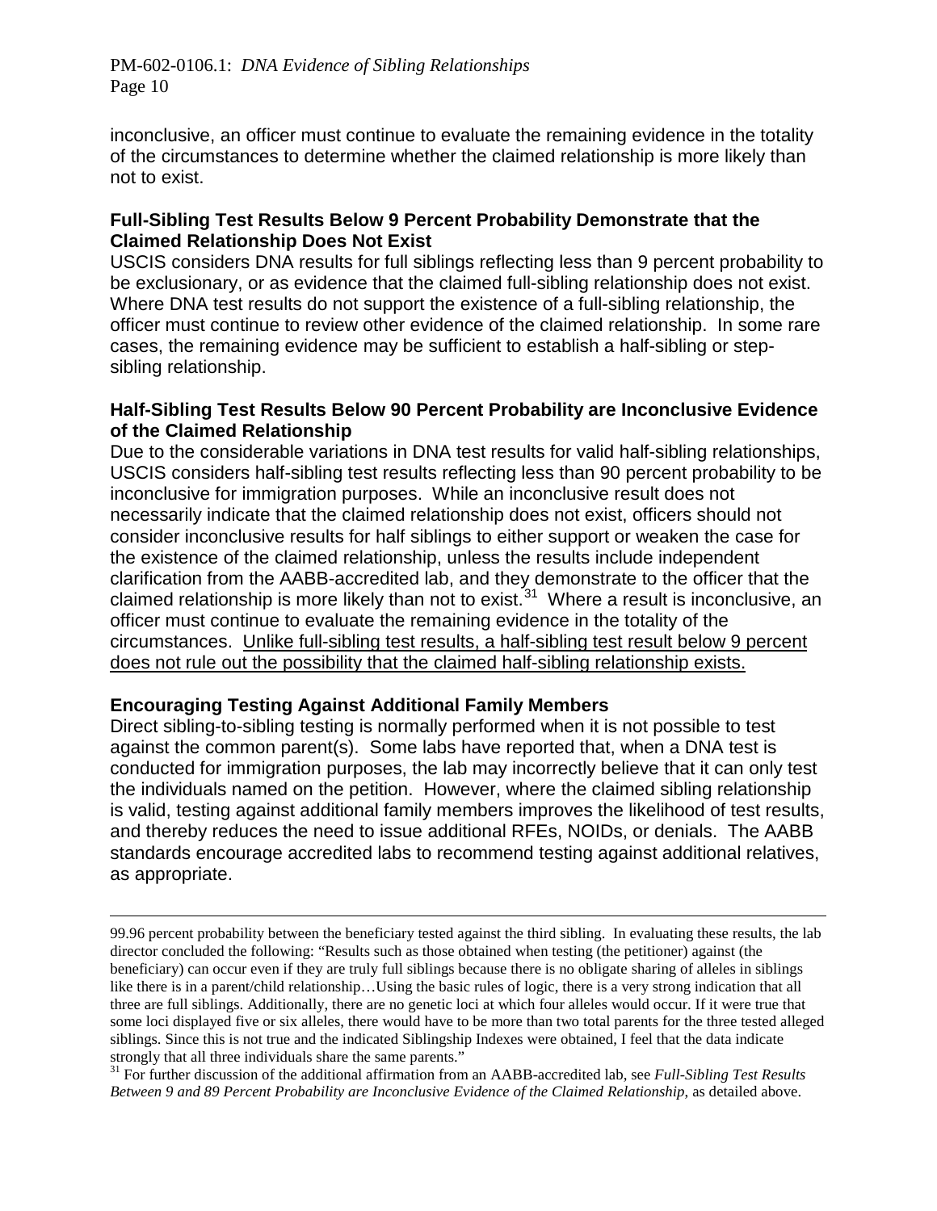inconclusive, an officer must continue to evaluate the remaining evidence in the totality of the circumstances to determine whether the claimed relationship is more likely than not to exist.

**Full-Sibling Test Results Below 9 Percent Probability Demonstrate that the Claimed Relationship Does Not Exist**

USCIS considers DNA results for full siblings reflecting less than 9 percent probability to be exclusionary, or as evidence that the claimed full-sibling relationship does not exist. Where DNA test results do not support the existence of a full-sibling relationship, the officer must continue to review other evidence of the claimed relationship. In some rare cases, the remaining evidence may be sufficient to establish a half-sibling or step-sibling relationship.

**Half-Sibling Test Results Below 90 Percent Probability are Inconclusive Evidence of the Claimed Relationship**

Due to the considerable variations in DNA test results for valid half-sibling relationships, USCIS considers half-sibling test results reflecting less than 90 percent probability to be inconclusive for immigration purposes. While an inconclusive result does not necessarily indicate that the claimed relationship does not exist, officers should not consider inconclusive results for half siblings to either support or weaken the case for the existence of the claimed relationship, unless the results include independent clarification from the AABB-accredited lab, and they demonstrate to the officer that the claimed relationship is more likely than not to exist.[31] Where a result is inconclusive, an officer must continue to evaluate the remaining evidence in the totality of the circumstances. <u>Unlike full-sibling test results, a half-sibling test result below 9 percent does not rule out the possibility that the claimed half-sibling relationship exists.</u>

**Encouraging Testing Against Additional Family Members**

Direct sibling-to-sibling testing is normally performed when it is not possible to test against the common parent(s). Some labs have reported that, when a DNA test is conducted for immigration purposes, the lab may incorrectly believe that it can only test the individuals named on the petition. However, where the claimed sibling relationship is valid, testing against additional family members improves the likelihood of test results, and thereby reduces the need to issue additional RFEs, NOIDs, or denials. The AABB standards encourage accredited labs to recommend testing against additional relatives, as appropriate.

---

99.96 percent probability between the beneficiary tested against the third sibling. In evaluating these results, the lab director concluded the following: "Results such as those obtained when testing (the petitioner) against (the beneficiary) can occur even if they are truly full siblings because there is no obligate sharing of alleles in siblings like there is in a parent/child relationship…Using the basic rules of logic, there is a very strong indication that all three are full siblings. Additionally, there are no genetic loci at which four alleles would occur. If it were true that some loci displayed five or six alleles, there would have to be more than two total parents for the three tested alleged siblings. Since this is not true and the indicated Siblingship Indexes were obtained, I feel that the data indicate strongly that all three individuals share the same parents."

[31] For further discussion of the additional affirmation from an AABB-accredited lab, see *Full-Sibling Test Results Between 9 and 89 Percent Probability are Inconclusive Evidence of the Claimed Relationship*, as detailed above.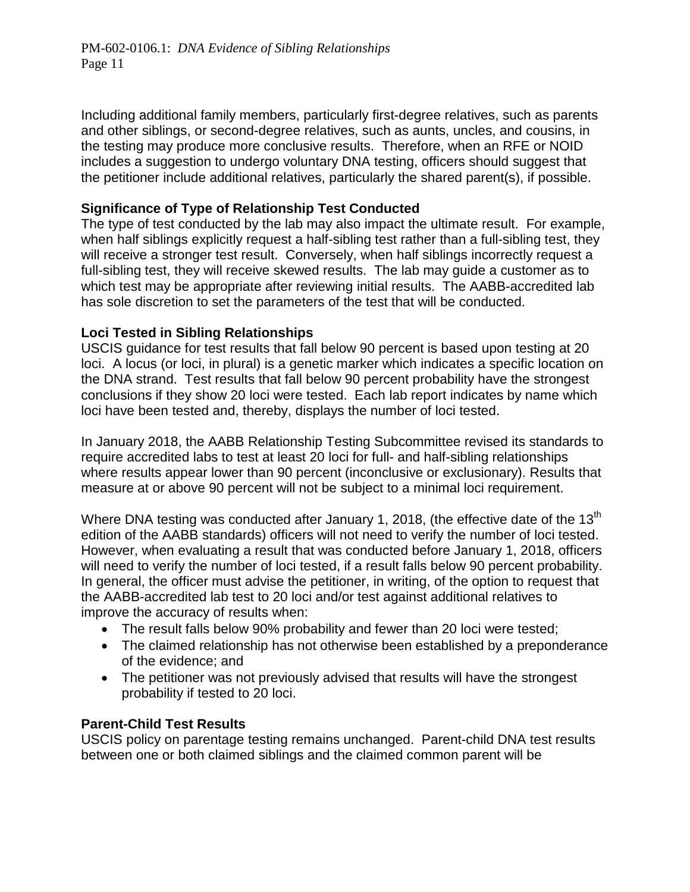Including additional family members, particularly first-degree relatives, such as parents and other siblings, or second-degree relatives, such as aunts, uncles, and cousins, in the testing may produce more conclusive results. Therefore, when an RFE or NOID includes a suggestion to undergo voluntary DNA testing, officers should suggest that the petitioner include additional relatives, particularly the shared parent(s), if possible.

**Significance of Type of Relationship Test Conducted**

The type of test conducted by the lab may also impact the ultimate result. For example, when half siblings explicitly request a half-sibling test rather than a full-sibling test, they will receive a stronger test result. Conversely, when half siblings incorrectly request a full-sibling test, they will receive skewed results. The lab may guide a customer as to which test may be appropriate after reviewing initial results. The AABB-accredited lab has sole discretion to set the parameters of the test that will be conducted.

**Loci Tested in Sibling Relationships**

USCIS guidance for test results that fall below 90 percent is based upon testing at 20 loci. A locus (or loci, in plural) is a genetic marker which indicates a specific location on the DNA strand. Test results that fall below 90 percent probability have the strongest conclusions if they show 20 loci were tested. Each lab report indicates by name which loci have been tested and, thereby, displays the number of loci tested.

In January 2018, the AABB Relationship Testing Subcommittee revised its standards to require accredited labs to test at least 20 loci for full- and half-sibling relationships where results appear lower than 90 percent (inconclusive or exclusionary). Results that measure at or above 90 percent will not be subject to a minimal loci requirement.

Where DNA testing was conducted after January 1, 2018, (the effective date of the 13th edition of the AABB standards) officers will not need to verify the number of loci tested. However, when evaluating a result that was conducted before January 1, 2018, officers will need to verify the number of loci tested, if a result falls below 90 percent probability. In general, the officer must advise the petitioner, in writing, of the option to request that the AABB-accredited lab test to 20 loci and/or test against additional relatives to improve the accuracy of results when:

- The result falls below 90% probability and fewer than 20 loci were tested;
- The claimed relationship has not otherwise been established by a preponderance of the evidence; and
- The petitioner was not previously advised that results will have the strongest probability if tested to 20 loci.

**Parent-Child Test Results**

USCIS policy on parentage testing remains unchanged. Parent-child DNA test results between one or both claimed siblings and the claimed common parent will be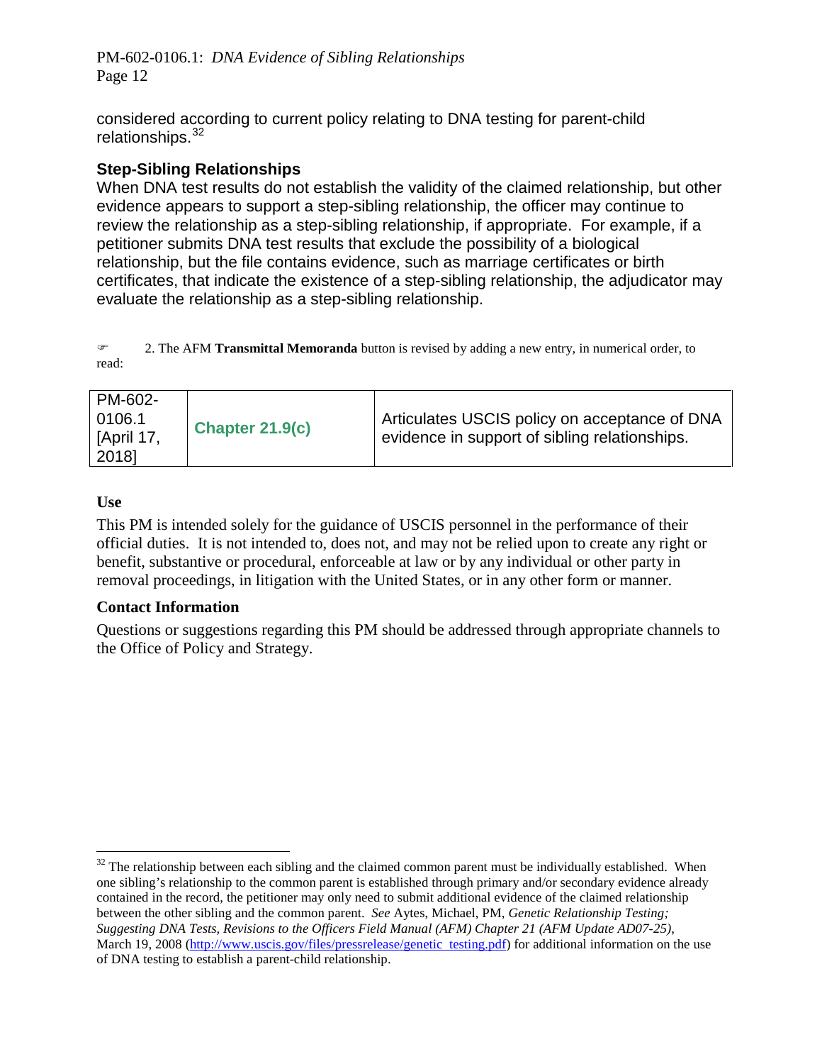considered according to current policy relating to DNA testing for parent-child relationships.[32]

### Step-Sibling Relationships

When DNA test results do not establish the validity of the claimed relationship, but other evidence appears to support a step-sibling relationship, the officer may continue to review the relationship as a step-sibling relationship, if appropriate. For example, if a petitioner submits DNA test results that exclude the possibility of a biological relationship, but the file contains evidence, such as marriage certificates or birth certificates, that indicate the existence of a step-sibling relationship, the adjudicator may evaluate the relationship as a step-sibling relationship.

☞ 2. The AFM **Transmittal Memoranda** button is revised by adding a new entry, in numerical order, to read:

| | | |
|---|---|---|
| PM-602-0106.1 [April 17, 2018] | **Chapter 21.9(c)** | Articulates USCIS policy on acceptance of DNA evidence in support of sibling relationships. |

**Use**

This PM is intended solely for the guidance of USCIS personnel in the performance of their official duties. It is not intended to, does not, and may not be relied upon to create any right or benefit, substantive or procedural, enforceable at law or by any individual or other party in removal proceedings, in litigation with the United States, or in any other form or manner.

**Contact Information**

Questions or suggestions regarding this PM should be addressed through appropriate channels to the Office of Policy and Strategy.

---

[32] The relationship between each sibling and the claimed common parent must be individually established. When one sibling's relationship to the common parent is established through primary and/or secondary evidence already contained in the record, the petitioner may only need to submit additional evidence of the claimed relationship between the other sibling and the common parent. *See* Aytes, Michael, PM, *Genetic Relationship Testing; Suggesting DNA Tests, Revisions to the Officers Field Manual (AFM) Chapter 21 (AFM Update AD07-25)*, March 19, 2008 (http://www.uscis.gov/files/pressrelease/genetic_testing.pdf) for additional information on the use of DNA testing to establish a parent-child relationship.